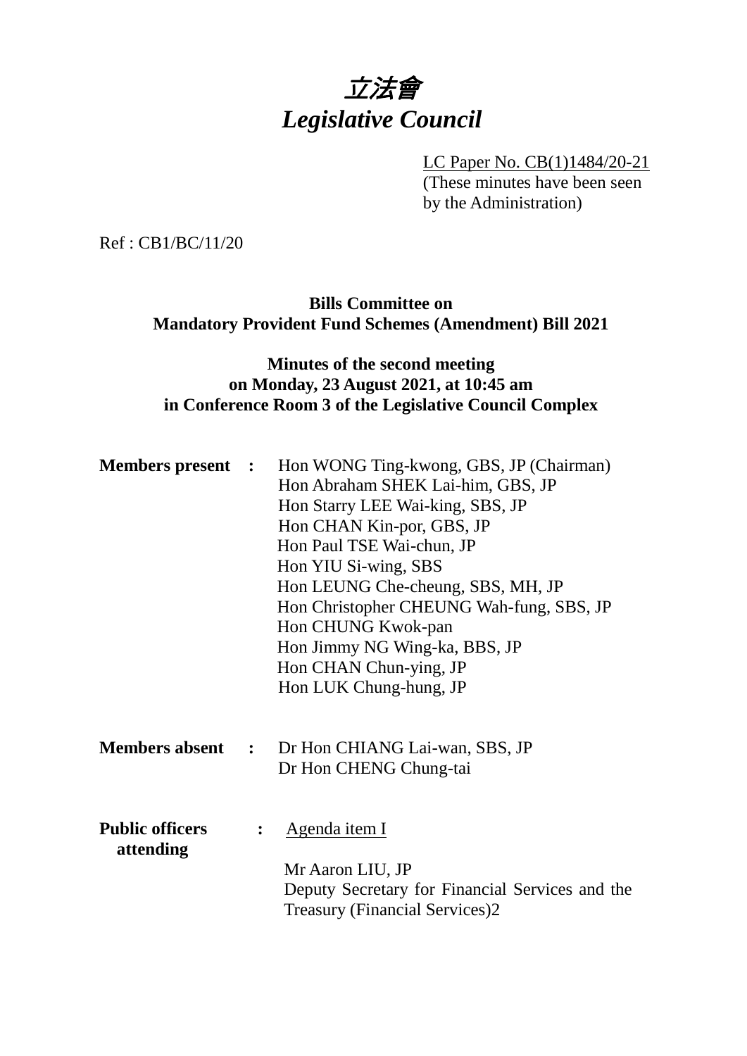# *立法會*
# *Legislative Council*

LC Paper No. CB(1)1484/20-21
(These minutes have been seen by the Administration)

Ref : CB1/BC/11/20

**Bills Committee on Mandatory Provident Fund Schemes (Amendment) Bill 2021**

**Minutes of the second meeting on Monday, 23 August 2021, at 10:45 am in Conference Room 3 of the Legislative Council Complex**

**Members present :**
Hon WONG Ting-kwong, GBS, JP (Chairman)
Hon Abraham SHEK Lai-him, GBS, JP
Hon Starry LEE Wai-king, SBS, JP
Hon CHAN Kin-por, GBS, JP
Hon Paul TSE Wai-chun, JP
Hon YIU Si-wing, SBS
Hon LEUNG Che-cheung, SBS, MH, JP
Hon Christopher CHEUNG Wah-fung, SBS, JP
Hon CHUNG Kwok-pan
Hon Jimmy NG Wing-ka, BBS, JP
Hon CHAN Chun-ying, JP
Hon LUK Chung-hung, JP

**Members absent :**
Dr Hon CHIANG Lai-wan, SBS, JP
Dr Hon CHENG Chung-tai

**Public officers attending :**
Agenda item I

Mr Aaron LIU, JP
Deputy Secretary for Financial Services and the Treasury (Financial Services)2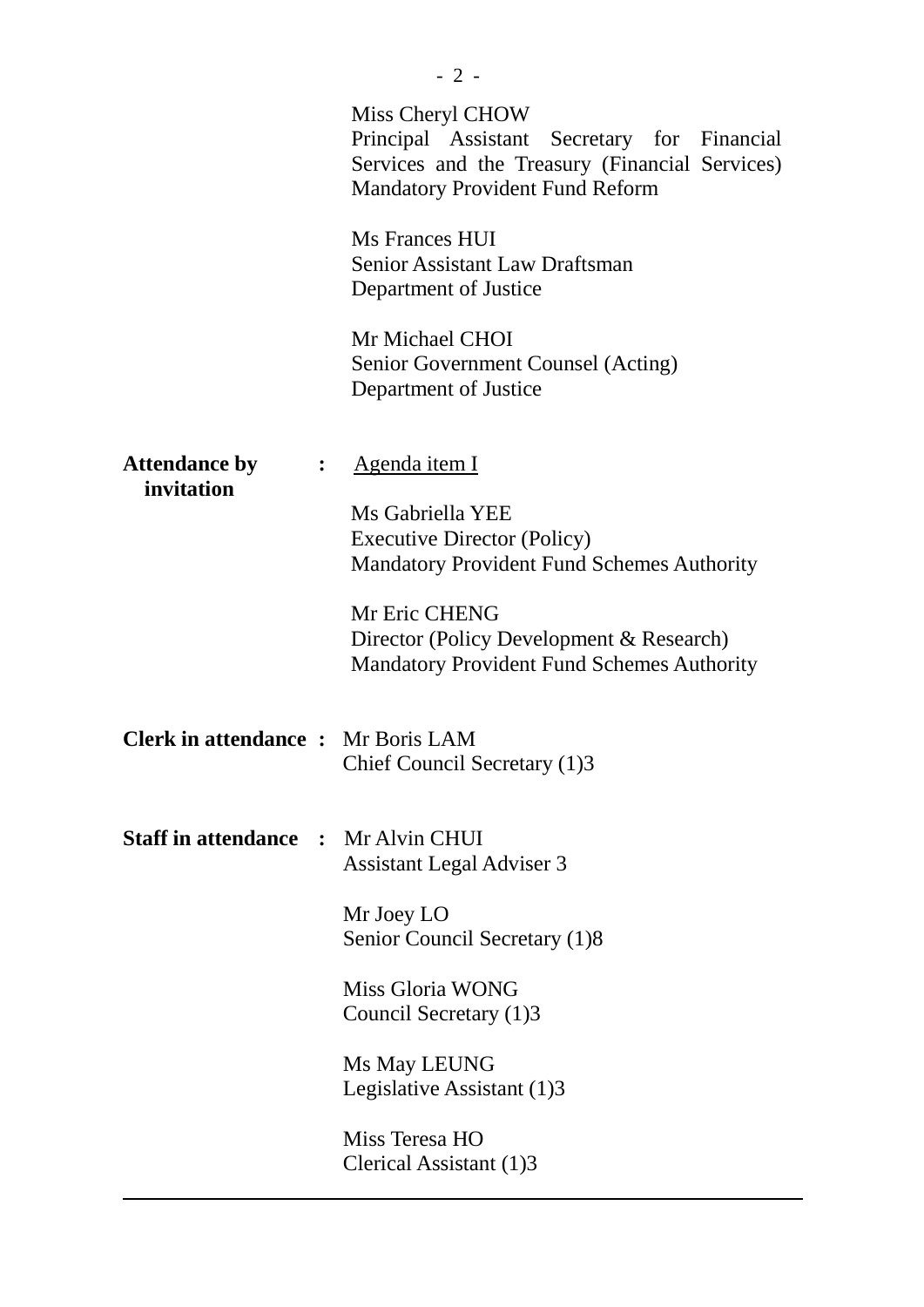Miss Cheryl CHOW
Principal Assistant Secretary for Financial Services and the Treasury (Financial Services) Mandatory Provident Fund Reform

Ms Frances HUI
Senior Assistant Law Draftsman
Department of Justice

Mr Michael CHOI
Senior Government Counsel (Acting)
Department of Justice

**Attendance by invitation** : Agenda item I

Ms Gabriella YEE
Executive Director (Policy)
Mandatory Provident Fund Schemes Authority

Mr Eric CHENG
Director (Policy Development & Research)
Mandatory Provident Fund Schemes Authority

**Clerk in attendance** : Mr Boris LAM
Chief Council Secretary (1)3

**Staff in attendance** : Mr Alvin CHUI
Assistant Legal Adviser 3

Mr Joey LO
Senior Council Secretary (1)8

Miss Gloria WONG
Council Secretary (1)3

Ms May LEUNG
Legislative Assistant (1)3

Miss Teresa HO
Clerical Assistant (1)3

---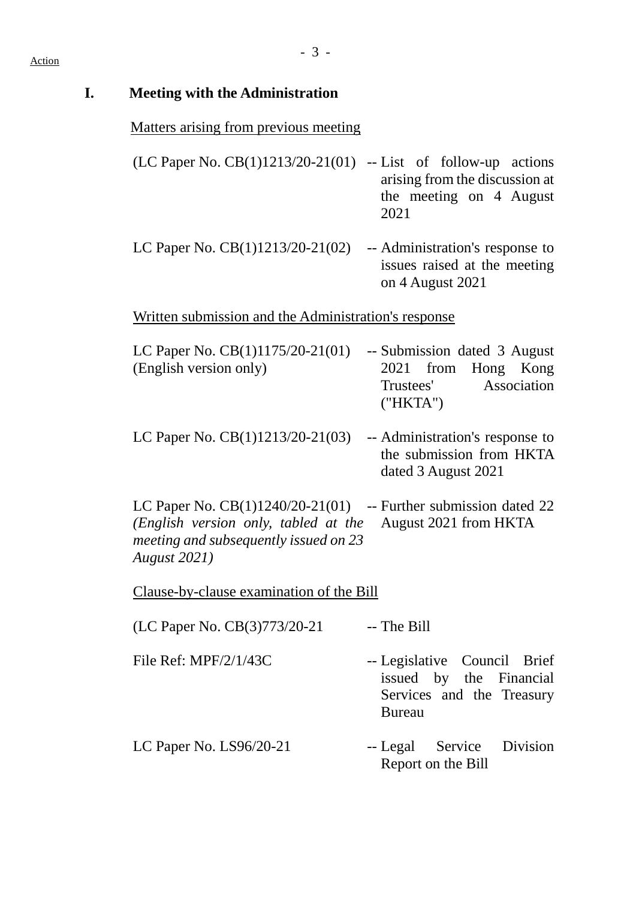Action

## I. Meeting with the Administration

Matters arising from previous meeting

| | |
|---|---|
| (LC Paper No. CB(1)1213/20-21(01) | -- List of follow-up actions arising from the discussion at the meeting on 4 August 2021 |
| LC Paper No. CB(1)1213/20-21(02) | -- Administration's response to issues raised at the meeting on 4 August 2021 |

Written submission and the Administration's response

| | |
|---|---|
| LC Paper No. CB(1)1175/20-21(01) (English version only) | -- Submission dated 3 August 2021 from Hong Kong Trustees' Association ("HKTA") |
| LC Paper No. CB(1)1213/20-21(03) | -- Administration's response to the submission from HKTA dated 3 August 2021 |
| LC Paper No. CB(1)1240/20-21(01) *(English version only, tabled at the meeting and subsequently issued on 23 August 2021)* | -- Further submission dated 22 August 2021 from HKTA |

Clause-by-clause examination of the Bill

| | |
|---|---|
| (LC Paper No. CB(3)773/20-21 | -- The Bill |
| File Ref: MPF/2/1/43C | -- Legislative Council Brief issued by the Financial Services and the Treasury Bureau |
| LC Paper No. LS96/20-21 | -- Legal Service Division Report on the Bill |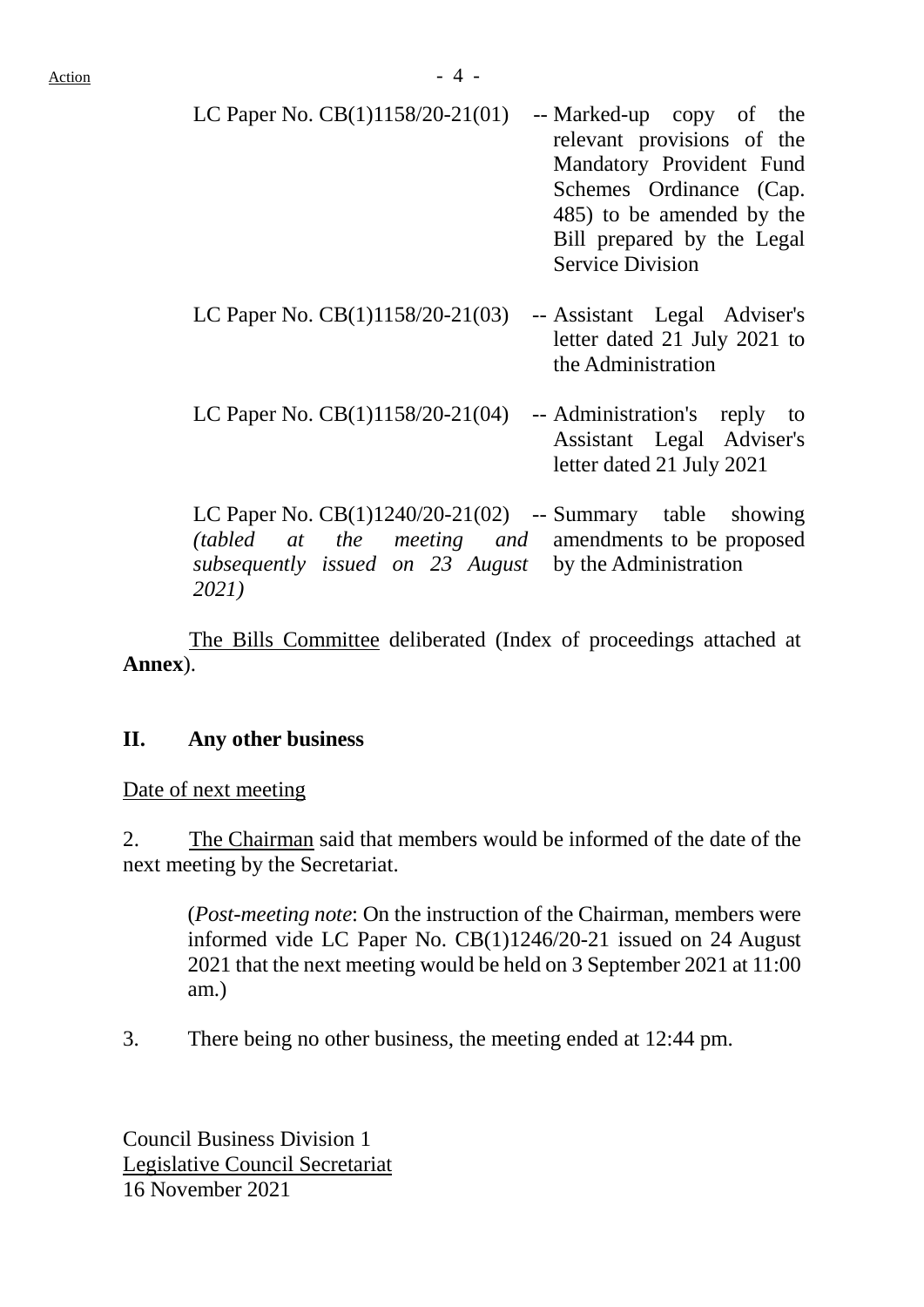| | |
|---|---|
| LC Paper No. CB(1)1158/20-21(01) | -- Marked-up copy of the relevant provisions of the Mandatory Provident Fund Schemes Ordinance (Cap. 485) to be amended by the Bill prepared by the Legal Service Division |
| LC Paper No. CB(1)1158/20-21(03) | -- Assistant Legal Adviser's letter dated 21 July 2021 to the Administration |
| LC Paper No. CB(1)1158/20-21(04) | -- Administration's reply to Assistant Legal Adviser's letter dated 21 July 2021 |
| LC Paper No. CB(1)1240/20-21(02) *(tabled at the meeting and subsequently issued on 23 August 2021)* | -- Summary table showing amendments to be proposed by the Administration |

The Bills Committee deliberated (Index of proceedings attached at **Annex**).

## II. Any other business

Date of next meeting

2. The Chairman said that members would be informed of the date of the next meeting by the Secretariat.

> (*Post-meeting note*: On the instruction of the Chairman, members were informed vide LC Paper No. CB(1)1246/20-21 issued on 24 August 2021 that the next meeting would be held on 3 September 2021 at 11:00 am.)

3. There being no other business, the meeting ended at 12:44 pm.

Council Business Division 1
Legislative Council Secretariat
16 November 2021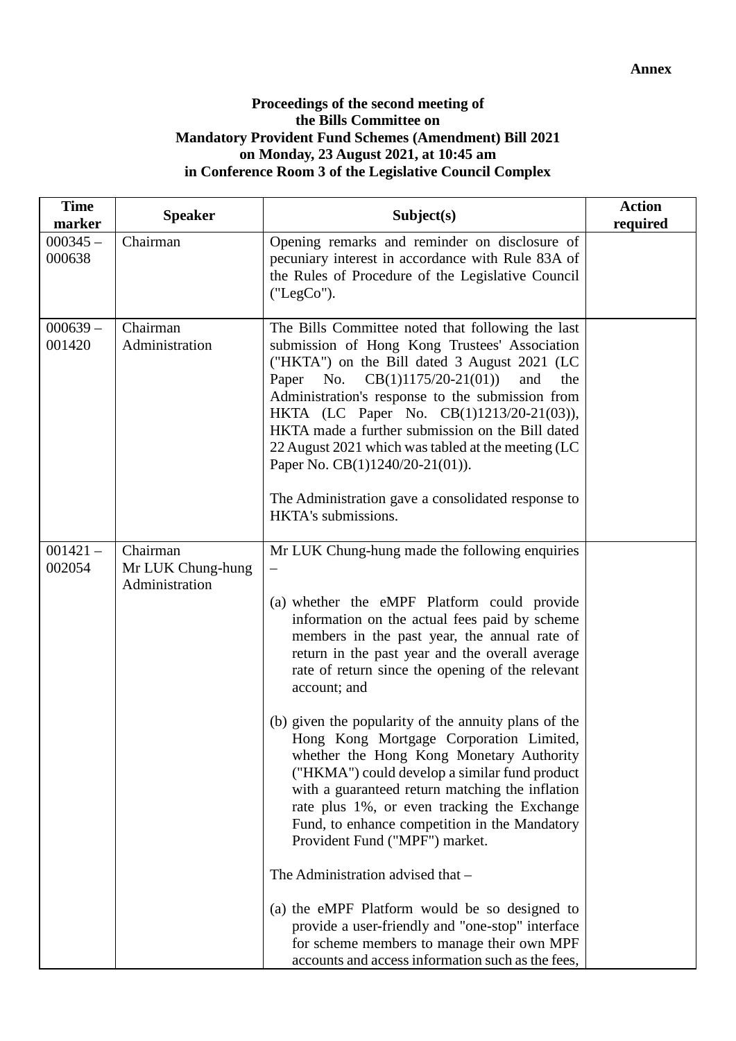**Annex**

**Proceedings of the second meeting of the Bills Committee on Mandatory Provident Fund Schemes (Amendment) Bill 2021 on Monday, 23 August 2021, at 10:45 am in Conference Room 3 of the Legislative Council Complex**

| Time marker | Speaker | Subject(s) | Action required |
|---|---|---|---|
| 000345 – 000638 | Chairman | Opening remarks and reminder on disclosure of pecuniary interest in accordance with Rule 83A of the Rules of Procedure of the Legislative Council ("LegCo"). | |
| 000639 – 001420 | Chairman<br>Administration | The Bills Committee noted that following the last submission of Hong Kong Trustees' Association ("HKTA") on the Bill dated 3 August 2021 (LC Paper No. CB(1)1175/20-21(01)) and the Administration's response to the submission from HKTA (LC Paper No. CB(1)1213/20-21(03)), HKTA made a further submission on the Bill dated 22 August 2021 which was tabled at the meeting (LC Paper No. CB(1)1240/20-21(01)).<br><br>The Administration gave a consolidated response to HKTA's submissions. | |
| 001421 – 002054 | Chairman<br>Mr LUK Chung-hung<br>Administration | Mr LUK Chung-hung made the following enquiries –<br><br>(a) whether the eMPF Platform could provide information on the actual fees paid by scheme members in the past year, the annual rate of return in the past year and the overall average rate of return since the opening of the relevant account; and<br><br>(b) given the popularity of the annuity plans of the Hong Kong Mortgage Corporation Limited, whether the Hong Kong Monetary Authority ("HKMA") could develop a similar fund product with a guaranteed return matching the inflation rate plus 1%, or even tracking the Exchange Fund, to enhance competition in the Mandatory Provident Fund ("MPF") market.<br><br>The Administration advised that –<br><br>(a) the eMPF Platform would be so designed to provide a user-friendly and "one-stop" interface for scheme members to manage their own MPF accounts and access information such as the fees, | |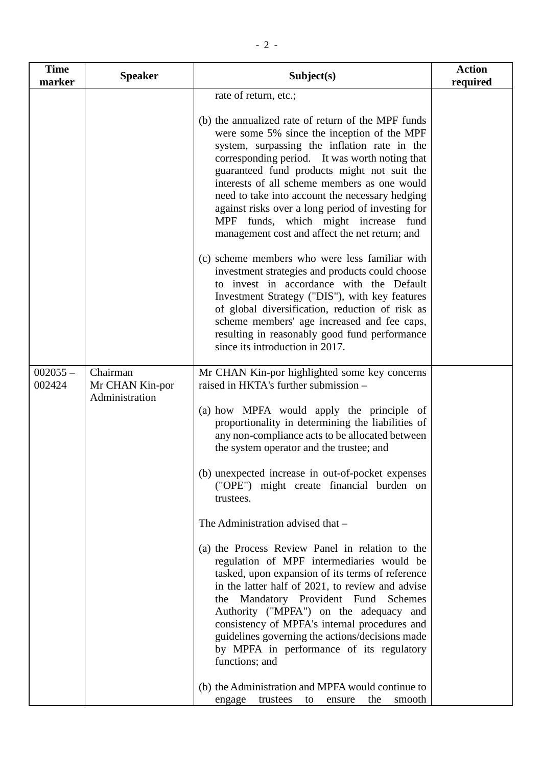| Time marker | Speaker | Subject(s) | Action required |
| --- | --- | --- | --- |
| | | rate of return, etc.;<br><br>(b) the annualized rate of return of the MPF funds were some 5% since the inception of the MPF system, surpassing the inflation rate in the corresponding period. It was worth noting that guaranteed fund products might not suit the interests of all scheme members as one would need to take into account the necessary hedging against risks over a long period of investing for MPF funds, which might increase fund management cost and affect the net return; and<br><br>(c) scheme members who were less familiar with investment strategies and products could choose to invest in accordance with the Default Investment Strategy ("DIS"), with key features of global diversification, reduction of risk as scheme members' age increased and fee caps, resulting in reasonably good fund performance since its introduction in 2017. | |
| 002055 – 002424 | Chairman<br>Mr CHAN Kin-por<br>Administration | Mr CHAN Kin-por highlighted some key concerns raised in HKTA's further submission –<br><br>(a) how MPFA would apply the principle of proportionality in determining the liabilities of any non-compliance acts to be allocated between the system operator and the trustee; and<br><br>(b) unexpected increase in out-of-pocket expenses ("OPE") might create financial burden on trustees.<br><br>The Administration advised that –<br><br>(a) the Process Review Panel in relation to the regulation of MPF intermediaries would be tasked, upon expansion of its terms of reference in the latter half of 2021, to review and advise the Mandatory Provident Fund Schemes Authority ("MPFA") on the adequacy and consistency of MPFA's internal procedures and guidelines governing the actions/decisions made by MPFA in performance of its regulatory functions; and<br><br>(b) the Administration and MPFA would continue to engage trustees to ensure the smooth | |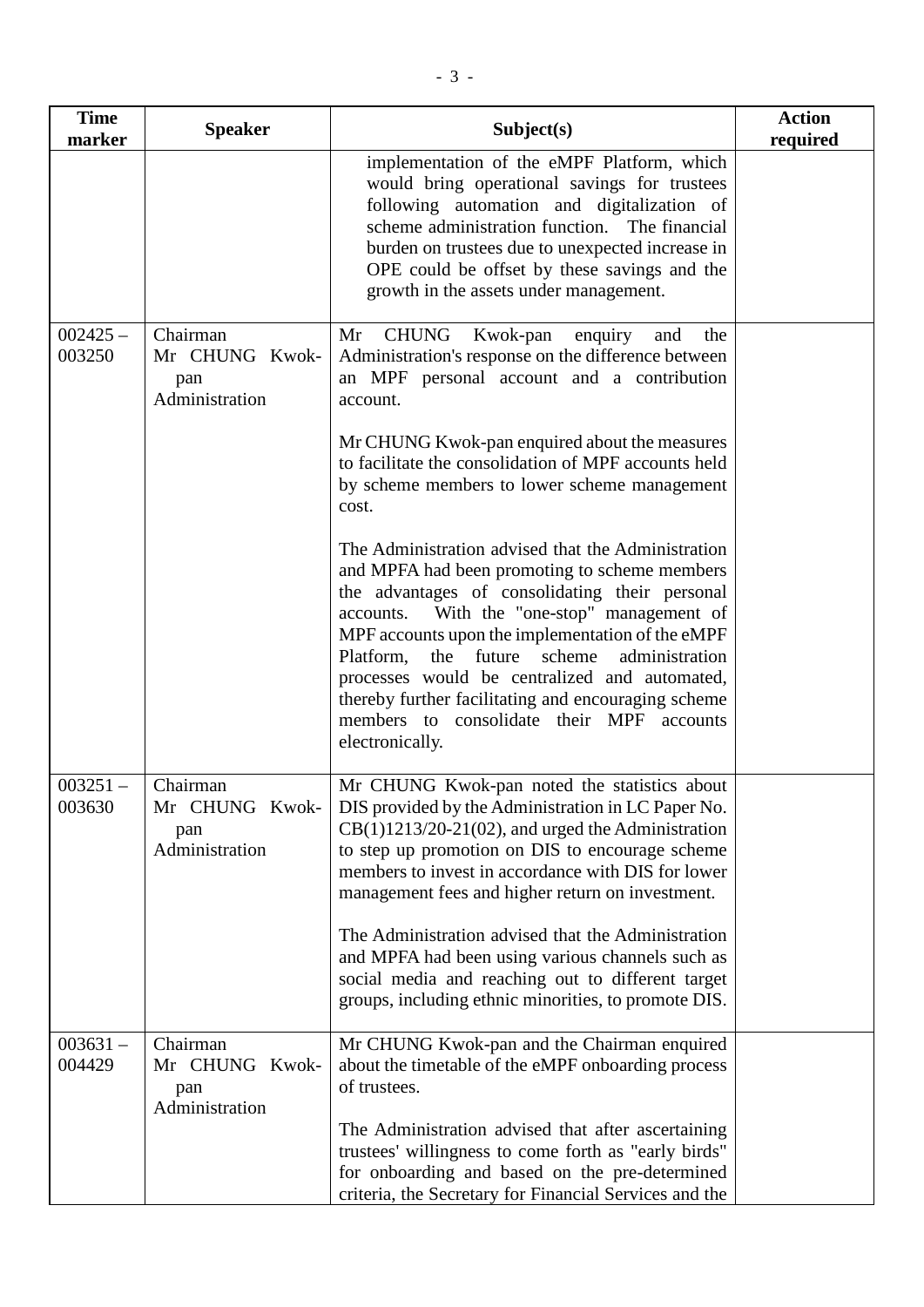| Time marker | Speaker | Subject(s) | Action required |
|---|---|---|---|
| | | implementation of the eMPF Platform, which would bring operational savings for trustees following automation and digitalization of scheme administration function. The financial burden on trustees due to unexpected increase in OPE could be offset by these savings and the growth in the assets under management. | |
| 002425 – 003250 | Chairman<br>Mr CHUNG Kwok-pan<br>Administration | Mr CHUNG Kwok-pan enquiry and the Administration's response on the difference between an MPF personal account and a contribution account.<br><br>Mr CHUNG Kwok-pan enquired about the measures to facilitate the consolidation of MPF accounts held by scheme members to lower scheme management cost.<br><br>The Administration advised that the Administration and MPFA had been promoting to scheme members the advantages of consolidating their personal accounts. With the "one-stop" management of MPF accounts upon the implementation of the eMPF Platform, the future scheme administration processes would be centralized and automated, thereby further facilitating and encouraging scheme members to consolidate their MPF accounts electronically. | |
| 003251 – 003630 | Chairman<br>Mr CHUNG Kwok-pan<br>Administration | Mr CHUNG Kwok-pan noted the statistics about DIS provided by the Administration in LC Paper No. CB(1)1213/20-21(02), and urged the Administration to step up promotion on DIS to encourage scheme members to invest in accordance with DIS for lower management fees and higher return on investment.<br><br>The Administration advised that the Administration and MPFA had been using various channels such as social media and reaching out to different target groups, including ethnic minorities, to promote DIS. | |
| 003631 – 004429 | Chairman<br>Mr CHUNG Kwok-pan<br>Administration | Mr CHUNG Kwok-pan and the Chairman enquired about the timetable of the eMPF onboarding process of trustees.<br><br>The Administration advised that after ascertaining trustees' willingness to come forth as "early birds" for onboarding and based on the pre-determined criteria, the Secretary for Financial Services and the | |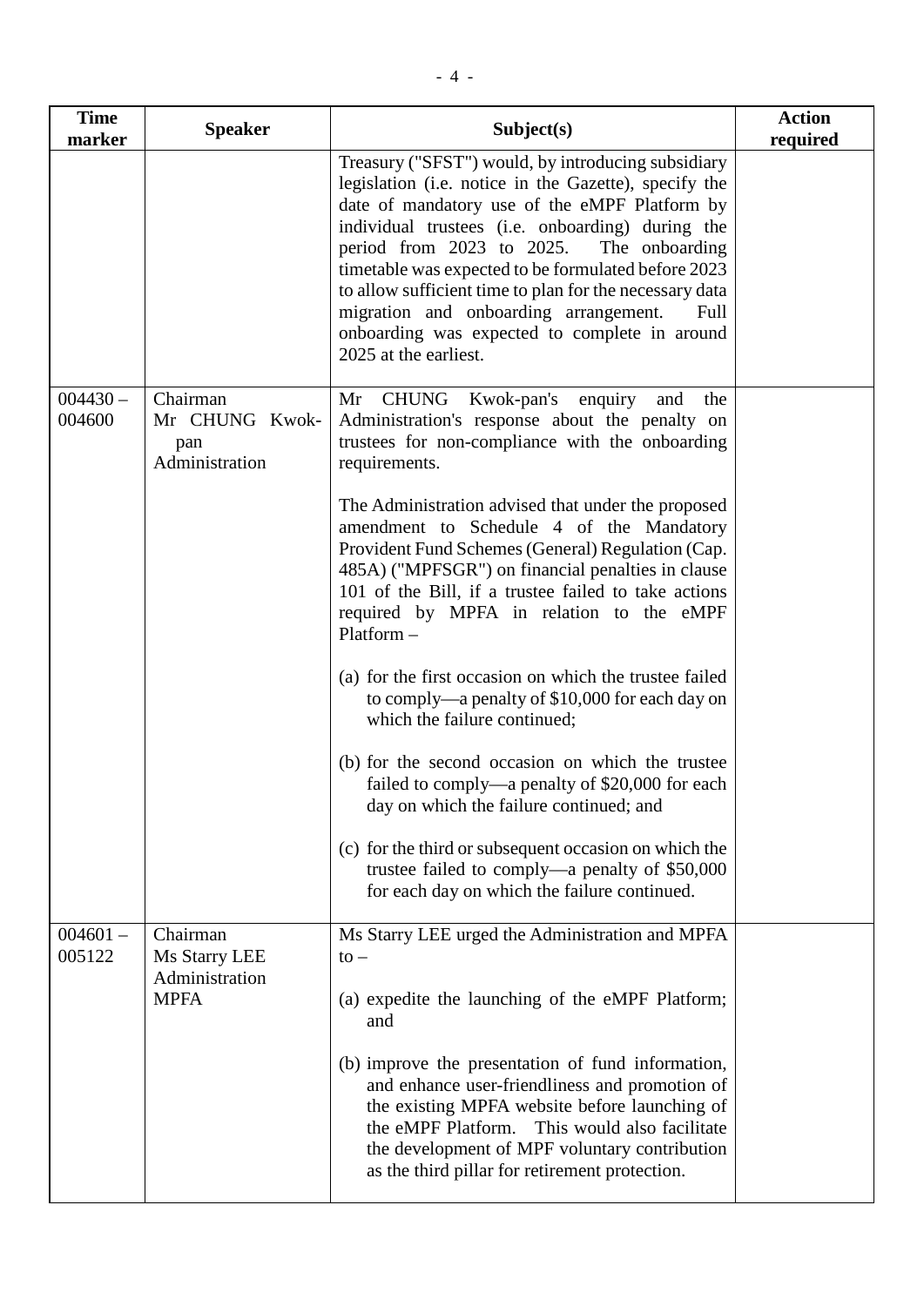| Time marker | Speaker | Subject(s) | Action required |
|---|---|---|---|
| | | Treasury ("SFST") would, by introducing subsidiary legislation (i.e. notice in the Gazette), specify the date of mandatory use of the eMPF Platform by individual trustees (i.e. onboarding) during the period from 2023 to 2025. The onboarding timetable was expected to be formulated before 2023 to allow sufficient time to plan for the necessary data migration and onboarding arrangement. Full onboarding was expected to complete in around 2025 at the earliest. | |
| 004430 – 004600 | Chairman<br>Mr CHUNG Kwok-pan<br>Administration | Mr CHUNG Kwok-pan's enquiry and the Administration's response about the penalty on trustees for non-compliance with the onboarding requirements.<br><br>The Administration advised that under the proposed amendment to Schedule 4 of the Mandatory Provident Fund Schemes (General) Regulation (Cap. 485A) ("MPFSGR") on financial penalties in clause 101 of the Bill, if a trustee failed to take actions required by MPFA in relation to the eMPF Platform –<br><br>(a) for the first occasion on which the trustee failed to comply—a penalty of $10,000 for each day on which the failure continued;<br><br>(b) for the second occasion on which the trustee failed to comply—a penalty of $20,000 for each day on which the failure continued; and<br><br>(c) for the third or subsequent occasion on which the trustee failed to comply—a penalty of $50,000 for each day on which the failure continued. | |
| 004601 – 005122 | Chairman<br>Ms Starry LEE<br>Administration<br>MPFA | Ms Starry LEE urged the Administration and MPFA to –<br><br>(a) expedite the launching of the eMPF Platform; and<br><br>(b) improve the presentation of fund information, and enhance user-friendliness and promotion of the existing MPFA website before launching of the eMPF Platform. This would also facilitate the development of MPF voluntary contribution as the third pillar for retirement protection. | |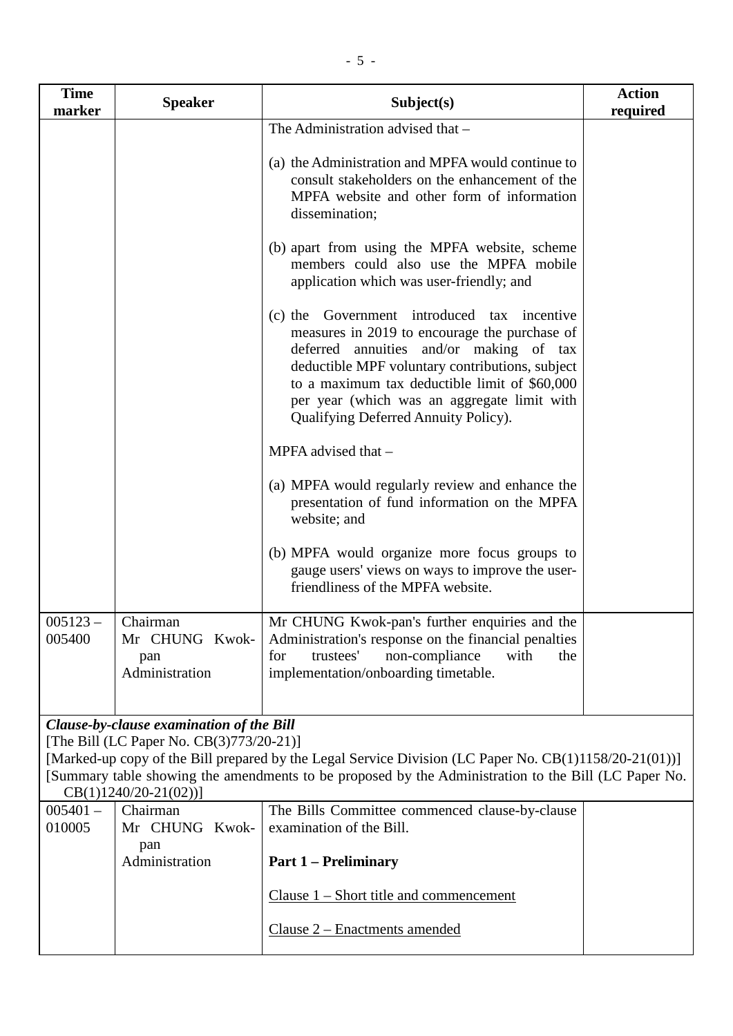| Time marker | Speaker | Subject(s) | Action required |
|---|---|---|---|
| | | The Administration advised that –<br><br>(a) the Administration and MPFA would continue to consult stakeholders on the enhancement of the MPFA website and other form of information dissemination;<br><br>(b) apart from using the MPFA website, scheme members could also use the MPFA mobile application which was user-friendly; and<br><br>(c) the Government introduced tax incentive measures in 2019 to encourage the purchase of deferred annuities and/or making of tax deductible MPF voluntary contributions, subject to a maximum tax deductible limit of $60,000 per year (which was an aggregate limit with Qualifying Deferred Annuity Policy).<br><br>MPFA advised that –<br><br>(a) MPFA would regularly review and enhance the presentation of fund information on the MPFA website; and<br><br>(b) MPFA would organize more focus groups to gauge users' views on ways to improve the user-friendliness of the MPFA website. | |
| 005123 – 005400 | Chairman<br>Mr CHUNG Kwok-pan<br>Administration | Mr CHUNG Kwok-pan's further enquiries and the Administration's response on the financial penalties for trustees' non-compliance with the implementation/onboarding timetable. | |
| ***Clause-by-clause examination of the Bill***<br>[The Bill (LC Paper No. CB(3)773/20-21)]<br>[Marked-up copy of the Bill prepared by the Legal Service Division (LC Paper No. CB(1)1158/20-21(01))]<br>[Summary table showing the amendments to be proposed by the Administration to the Bill (LC Paper No. CB(1)1240/20-21(02))] | | | |
| 005401 – 010005 | Chairman<br>Mr CHUNG Kwok-pan<br>Administration | The Bills Committee commenced clause-by-clause examination of the Bill.<br><br>**Part 1 – Preliminary**<br><br><u>Clause 1 – Short title and commencement</u><br><br><u>Clause 2 – Enactments amended</u> | |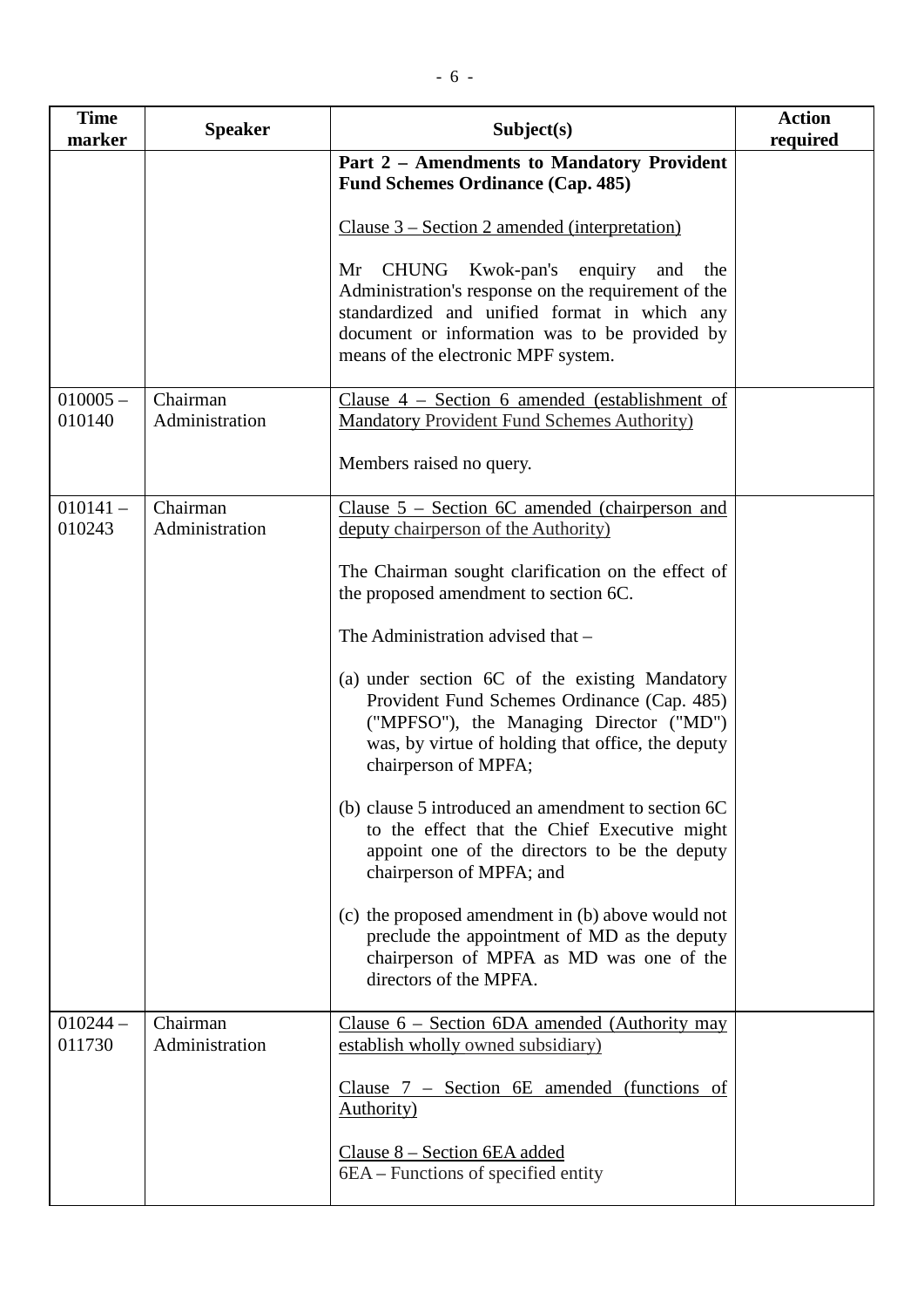| Time marker | Speaker | Subject(s) | Action required |
|---|---|---|---|
| | | **Part 2 – Amendments to Mandatory Provident Fund Schemes Ordinance (Cap. 485)**<br><br><u>Clause 3 – Section 2 amended (interpretation)</u><br><br>Mr CHUNG Kwok-pan's enquiry and the Administration's response on the requirement of the standardized and unified format in which any document or information was to be provided by means of the electronic MPF system. | |
| 010005 – 010140 | Chairman<br>Administration | <u>Clause 4 – Section 6 amended (establishment of Mandatory Provident Fund Schemes Authority)</u><br><br>Members raised no query. | |
| 010141 – 010243 | Chairman<br>Administration | <u>Clause 5 – Section 6C amended (chairperson and deputy chairperson of the Authority)</u><br><br>The Chairman sought clarification on the effect of the proposed amendment to section 6C.<br><br>The Administration advised that –<br><br>(a) under section 6C of the existing Mandatory Provident Fund Schemes Ordinance (Cap. 485) ("MPFSO"), the Managing Director ("MD") was, by virtue of holding that office, the deputy chairperson of MPFA;<br><br>(b) clause 5 introduced an amendment to section 6C to the effect that the Chief Executive might appoint one of the directors to be the deputy chairperson of MPFA; and<br><br>(c) the proposed amendment in (b) above would not preclude the appointment of MD as the deputy chairperson of MPFA as MD was one of the directors of the MPFA. | |
| 010244 – 011730 | Chairman<br>Administration | <u>Clause 6 – Section 6DA amended (Authority may establish wholly owned subsidiary)</u><br><br><u>Clause 7 – Section 6E amended (functions of Authority)</u><br><br><u>Clause 8 – Section 6EA added</u><br>6EA – Functions of specified entity | |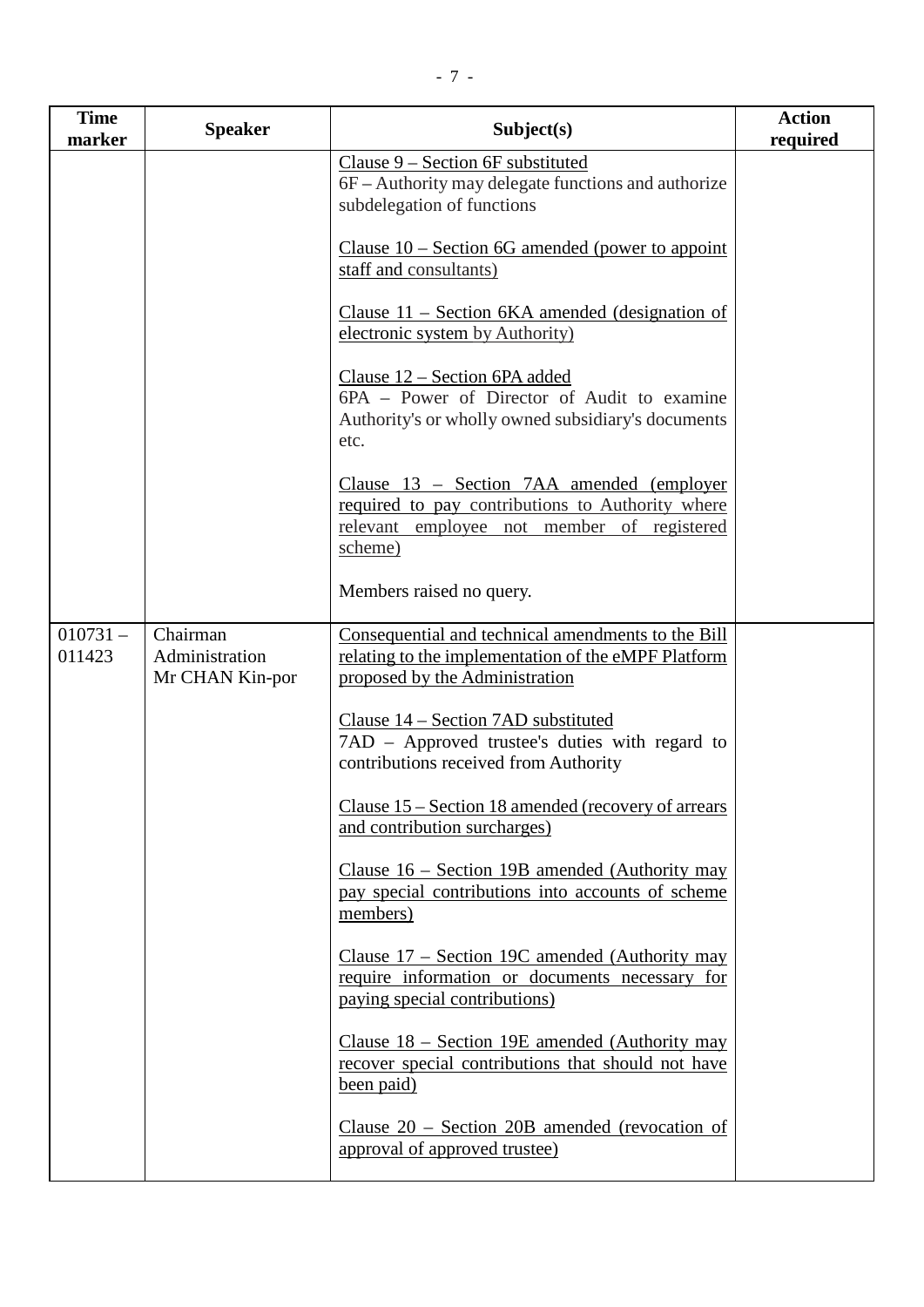| Time marker | Speaker | Subject(s) | Action required |
|---|---|---|---|
| | | Clause 9 – Section 6F substituted<br>6F – Authority may delegate functions and authorize subdelegation of functions<br><br>Clause 10 – Section 6G amended (power to appoint staff and consultants)<br><br>Clause 11 – Section 6KA amended (designation of electronic system by Authority)<br><br>Clause 12 – Section 6PA added<br>6PA – Power of Director of Audit to examine Authority's or wholly owned subsidiary's documents etc.<br><br>Clause 13 – Section 7AA amended (employer required to pay contributions to Authority where relevant employee not member of registered scheme)<br><br>Members raised no query. | |
| 010731 – 011423 | Chairman<br>Administration<br>Mr CHAN Kin-por | Consequential and technical amendments to the Bill relating to the implementation of the eMPF Platform proposed by the Administration<br><br>Clause 14 – Section 7AD substituted<br>7AD – Approved trustee's duties with regard to contributions received from Authority<br><br>Clause 15 – Section 18 amended (recovery of arrears and contribution surcharges)<br><br>Clause 16 – Section 19B amended (Authority may pay special contributions into accounts of scheme members)<br><br>Clause 17 – Section 19C amended (Authority may require information or documents necessary for paying special contributions)<br><br>Clause 18 – Section 19E amended (Authority may recover special contributions that should not have been paid)<br><br>Clause 20 – Section 20B amended (revocation of approval of approved trustee) | |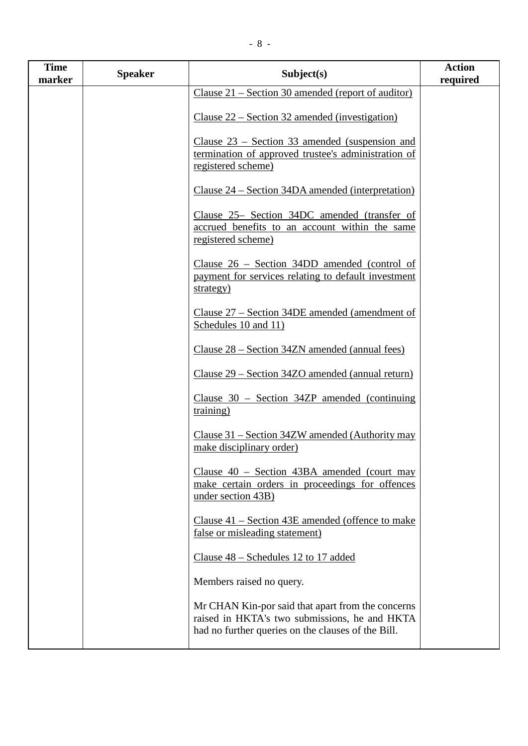| Time marker | Speaker | Subject(s) | Action required |
|---|---|---|---|
| | | Clause 21 – Section 30 amended (report of auditor)<br><br>Clause 22 – Section 32 amended (investigation)<br><br>Clause 23 – Section 33 amended (suspension and termination of approved trustee's administration of registered scheme)<br><br>Clause 24 – Section 34DA amended (interpretation)<br><br>Clause 25– Section 34DC amended (transfer of accrued benefits to an account within the same registered scheme)<br><br>Clause 26 – Section 34DD amended (control of payment for services relating to default investment strategy)<br><br>Clause 27 – Section 34DE amended (amendment of Schedules 10 and 11)<br><br>Clause 28 – Section 34ZN amended (annual fees)<br><br>Clause 29 – Section 34ZO amended (annual return)<br><br>Clause 30 – Section 34ZP amended (continuing training)<br><br>Clause 31 – Section 34ZW amended (Authority may make disciplinary order)<br><br>Clause 40 – Section 43BA amended (court may make certain orders in proceedings for offences under section 43B)<br><br>Clause 41 – Section 43E amended (offence to make false or misleading statement)<br><br>Clause 48 – Schedules 12 to 17 added<br><br>Members raised no query.<br><br>Mr CHAN Kin-por said that apart from the concerns raised in HKTA's two submissions, he and HKTA had no further queries on the clauses of the Bill. | |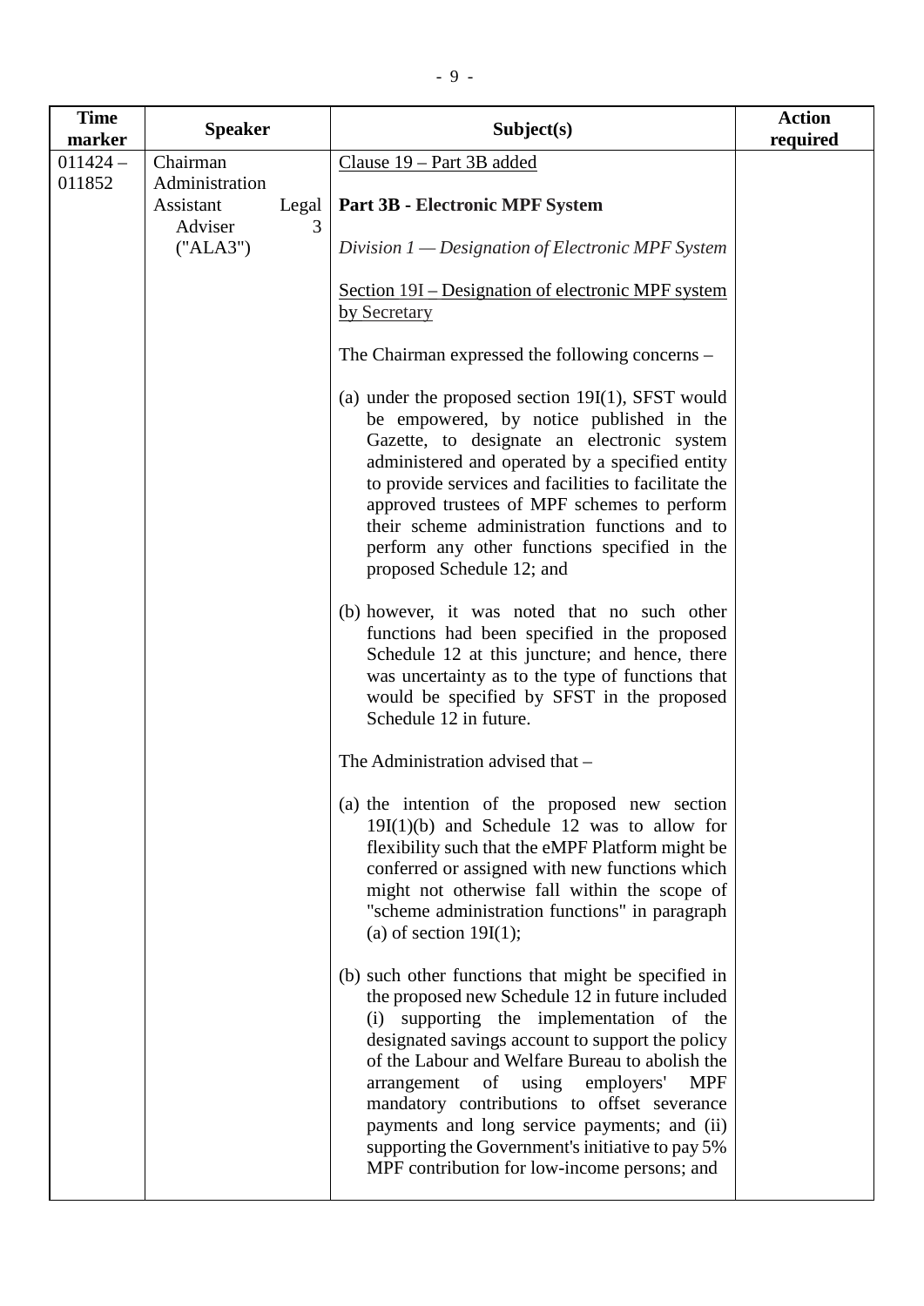| Time marker | Speaker | Subject(s) | Action required |
|---|---|---|---|
| 011424 – 011852 | Chairman<br>Administration<br>Assistant Legal Adviser 3 ("ALA3") | <u>Clause 19 – Part 3B added</u><br><br>**Part 3B - Electronic MPF System**<br><br>*Division 1 — Designation of Electronic MPF System*<br><br><u>Section 19I – Designation of electronic MPF system by Secretary</u><br><br>The Chairman expressed the following concerns –<br><br>(a) under the proposed section 19I(1), SFST would be empowered, by notice published in the Gazette, to designate an electronic system administered and operated by a specified entity to provide services and facilities to facilitate the approved trustees of MPF schemes to perform their scheme administration functions and to perform any other functions specified in the proposed Schedule 12; and<br><br>(b) however, it was noted that no such other functions had been specified in the proposed Schedule 12 at this juncture; and hence, there was uncertainty as to the type of functions that would be specified by SFST in the proposed Schedule 12 in future.<br><br>The Administration advised that –<br><br>(a) the intention of the proposed new section 19I(1)(b) and Schedule 12 was to allow for flexibility such that the eMPF Platform might be conferred or assigned with new functions which might not otherwise fall within the scope of "scheme administration functions" in paragraph (a) of section 19I(1);<br><br>(b) such other functions that might be specified in the proposed new Schedule 12 in future included (i) supporting the implementation of the designated savings account to support the policy of the Labour and Welfare Bureau to abolish the arrangement of using employers' MPF mandatory contributions to offset severance payments and long service payments; and (ii) supporting the Government's initiative to pay 5% MPF contribution for low-income persons; and | |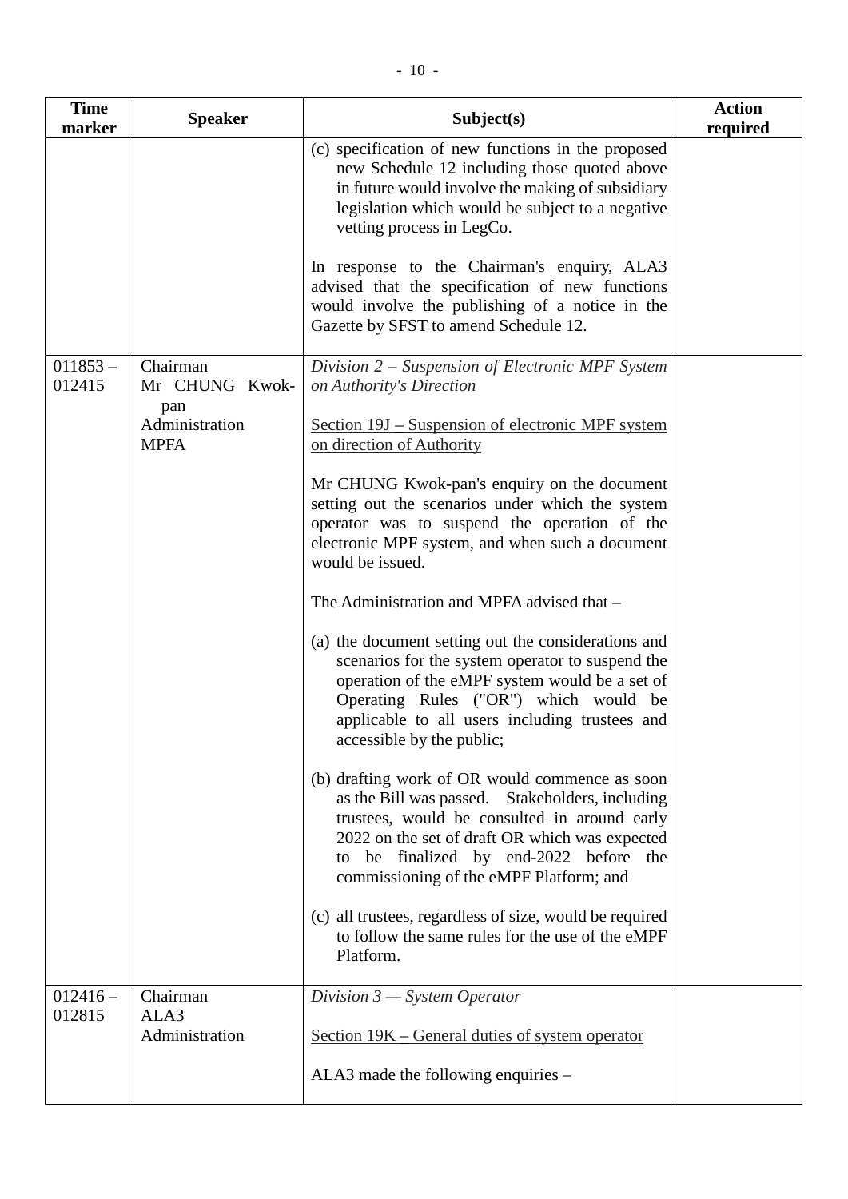| Time marker | Speaker | Subject(s) | Action required |
|---|---|---|---|
| | | (c) specification of new functions in the proposed new Schedule 12 including those quoted above in future would involve the making of subsidiary legislation which would be subject to a negative vetting process in LegCo.<br><br>In response to the Chairman's enquiry, ALA3 advised that the specification of new functions would involve the publishing of a notice in the Gazette by SFST to amend Schedule 12. | |
| 011853 – 012415 | Chairman<br>Mr CHUNG Kwok-pan<br>Administration<br>MPFA | *Division 2 – Suspension of Electronic MPF System on Authority's Direction*<br><br><u>Section 19J – Suspension of electronic MPF system on direction of Authority</u><br><br>Mr CHUNG Kwok-pan's enquiry on the document setting out the scenarios under which the system operator was to suspend the operation of the electronic MPF system, and when such a document would be issued.<br><br>The Administration and MPFA advised that –<br><br>(a) the document setting out the considerations and scenarios for the system operator to suspend the operation of the eMPF system would be a set of Operating Rules ("OR") which would be applicable to all users including trustees and accessible by the public;<br><br>(b) drafting work of OR would commence as soon as the Bill was passed. Stakeholders, including trustees, would be consulted in around early 2022 on the set of draft OR which was expected to be finalized by end-2022 before the commissioning of the eMPF Platform; and<br><br>(c) all trustees, regardless of size, would be required to follow the same rules for the use of the eMPF Platform. | |
| 012416 – 012815 | Chairman<br>ALA3<br>Administration | *Division 3 — System Operator*<br><br><u>Section 19K – General duties of system operator</u><br><br>ALA3 made the following enquiries – | |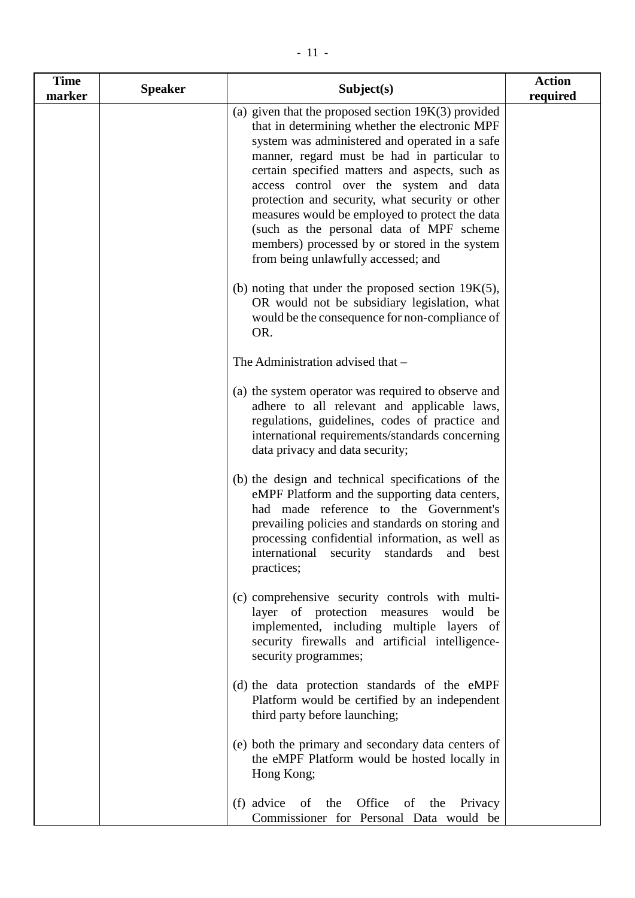| Time marker | Speaker | Subject(s) | Action required |
|---|---|---|---|
| | | (a) given that the proposed section 19K(3) provided that in determining whether the electronic MPF system was administered and operated in a safe manner, regard must be had in particular to certain specified matters and aspects, such as access control over the system and data protection and security, what security or other measures would be employed to protect the data (such as the personal data of MPF scheme members) processed by or stored in the system from being unlawfully accessed; and<br><br>(b) noting that under the proposed section 19K(5), OR would not be subsidiary legislation, what would be the consequence for non-compliance of OR.<br><br>The Administration advised that –<br><br>(a) the system operator was required to observe and adhere to all relevant and applicable laws, regulations, guidelines, codes of practice and international requirements/standards concerning data privacy and data security;<br><br>(b) the design and technical specifications of the eMPF Platform and the supporting data centers, had made reference to the Government's prevailing policies and standards on storing and processing confidential information, as well as international security standards and best practices;<br><br>(c) comprehensive security controls with multi-layer of protection measures would be implemented, including multiple layers of security firewalls and artificial intelligence-security programmes;<br><br>(d) the data protection standards of the eMPF Platform would be certified by an independent third party before launching;<br><br>(e) both the primary and secondary data centers of the eMPF Platform would be hosted locally in Hong Kong;<br><br>(f) advice of the Office of the Privacy Commissioner for Personal Data would be | |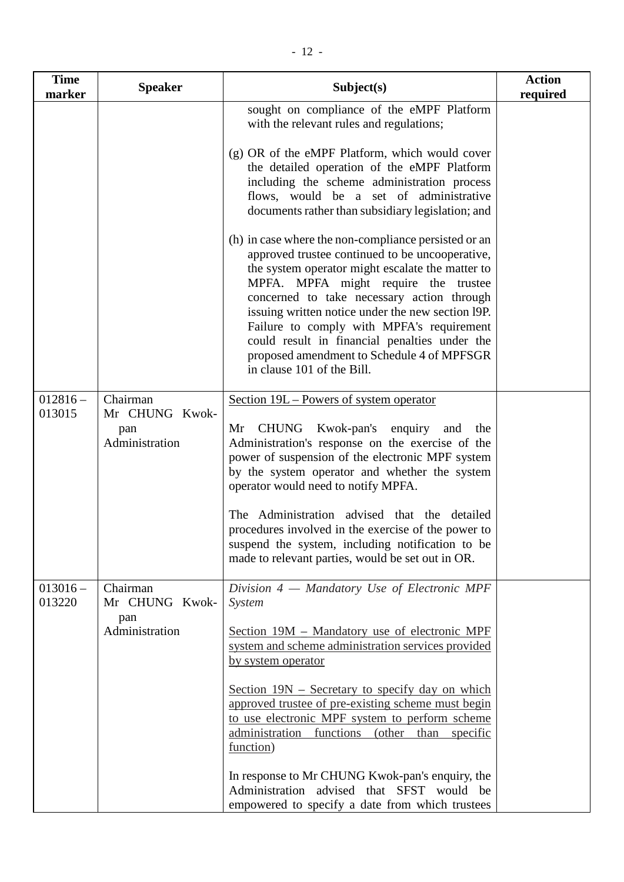| Time marker | Speaker | Subject(s) | Action required |
|---|---|---|---|
| | | sought on compliance of the eMPF Platform with the relevant rules and regulations;<br><br>(g) OR of the eMPF Platform, which would cover the detailed operation of the eMPF Platform including the scheme administration process flows, would be a set of administrative documents rather than subsidiary legislation; and<br><br>(h) in case where the non-compliance persisted or an approved trustee continued to be uncooperative, the system operator might escalate the matter to MPFA. MPFA might require the trustee concerned to take necessary action through issuing written notice under the new section l9P. Failure to comply with MPFA's requirement could result in financial penalties under the proposed amendment to Schedule 4 of MPFSGR in clause 101 of the Bill. | |
| 012816 – 013015 | Chairman<br>Mr CHUNG Kwok-pan<br>Administration | <u>Section 19L – Powers of system operator</u><br><br>Mr CHUNG Kwok-pan's enquiry and the Administration's response on the exercise of the power of suspension of the electronic MPF system by the system operator and whether the system operator would need to notify MPFA.<br><br>The Administration advised that the detailed procedures involved in the exercise of the power to suspend the system, including notification to be made to relevant parties, would be set out in OR. | |
| 013016 – 013220 | Chairman<br>Mr CHUNG Kwok-pan<br>Administration | *Division 4 — Mandatory Use of Electronic MPF System*<br><br><u>Section 19M – Mandatory use of electronic MPF system and scheme administration services provided by system operator</u><br><br><u>Section 19N – Secretary to specify day on which approved trustee of pre-existing scheme must begin to use electronic MPF system to perform scheme administration functions (other than specific function)</u><br><br>In response to Mr CHUNG Kwok-pan's enquiry, the Administration advised that SFST would be empowered to specify a date from which trustees | |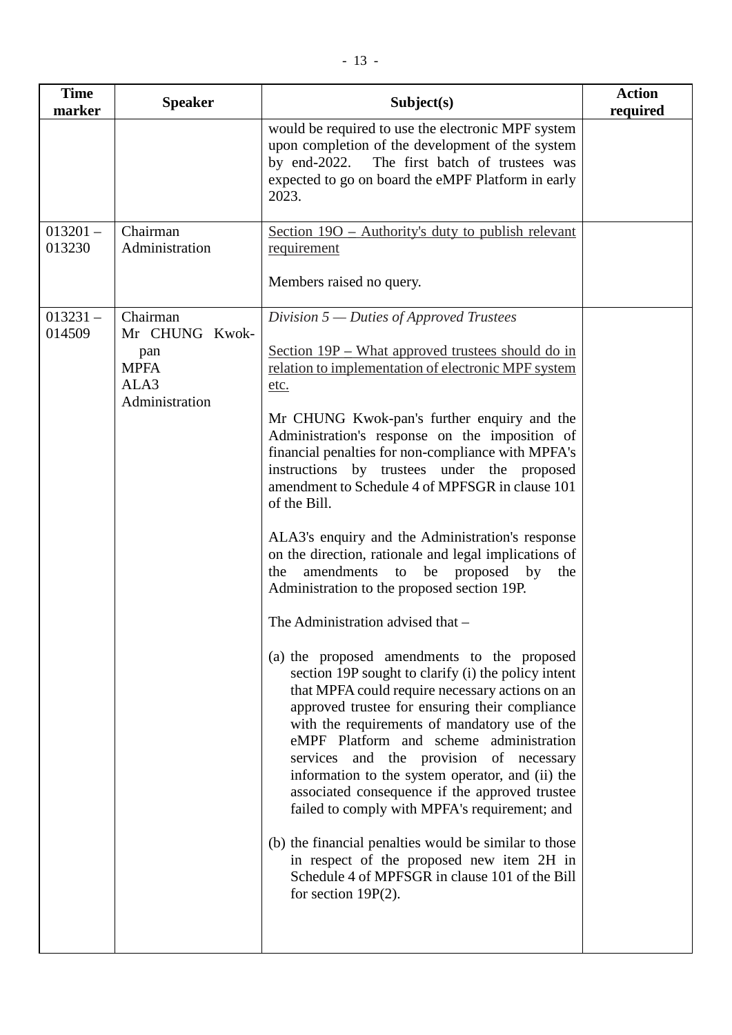| Time marker | Speaker | Subject(s) | Action required |
|---|---|---|---|
| | | would be required to use the electronic MPF system upon completion of the development of the system by end-2022. The first batch of trustees was expected to go on board the eMPF Platform in early 2023. | |
| 013201 – 013230 | Chairman<br>Administration | Section 19O – Authority's duty to publish relevant requirement<br><br>Members raised no query. | |
| 013231 – 014509 | Chairman<br>Mr CHUNG Kwok-pan<br>MPFA<br>ALA3<br>Administration | *Division 5 — Duties of Approved Trustees*<br><br>Section 19P – What approved trustees should do in relation to implementation of electronic MPF system etc.<br><br>Mr CHUNG Kwok-pan's further enquiry and the Administration's response on the imposition of financial penalties for non-compliance with MPFA's instructions by trustees under the proposed amendment to Schedule 4 of MPFSGR in clause 101 of the Bill.<br><br>ALA3's enquiry and the Administration's response on the direction, rationale and legal implications of the amendments to be proposed by the Administration to the proposed section 19P.<br><br>The Administration advised that –<br><br>(a) the proposed amendments to the proposed section 19P sought to clarify (i) the policy intent that MPFA could require necessary actions on an approved trustee for ensuring their compliance with the requirements of mandatory use of the eMPF Platform and scheme administration services and the provision of necessary information to the system operator, and (ii) the associated consequence if the approved trustee failed to comply with MPFA's requirement; and<br><br>(b) the financial penalties would be similar to those in respect of the proposed new item 2H in Schedule 4 of MPFSGR in clause 101 of the Bill for section 19P(2). | |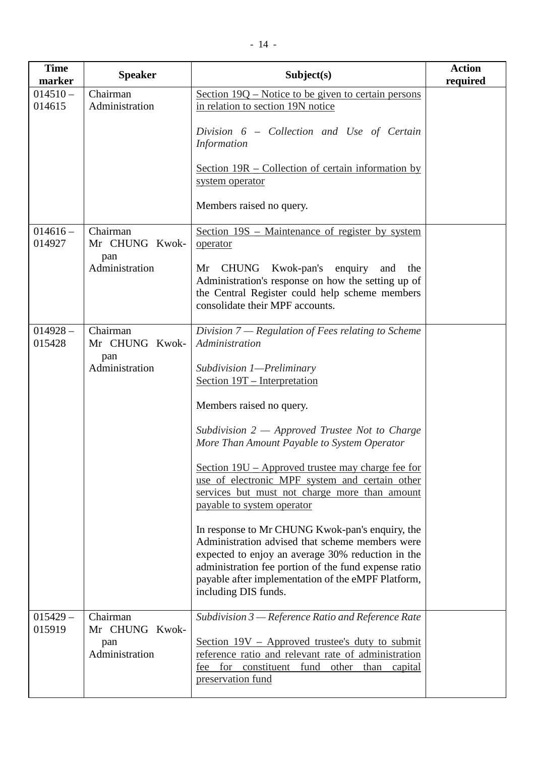| Time marker | Speaker | Subject(s) | Action required |
|---|---|---|---|
| 014510 – 014615 | Chairman<br>Administration | Section 19Q – Notice to be given to certain persons in relation to section 19N notice<br><br>*Division 6 – Collection and Use of Certain Information*<br><br>Section 19R – Collection of certain information by system operator<br><br>Members raised no query. | |
| 014616 – 014927 | Chairman<br>Mr CHUNG Kwok-pan<br>Administration | Section 19S – Maintenance of register by system operator<br><br>Mr CHUNG Kwok-pan's enquiry and the Administration's response on how the setting up of the Central Register could help scheme members consolidate their MPF accounts. | |
| 014928 – 015428 | Chairman<br>Mr CHUNG Kwok-pan<br>Administration | *Division 7 — Regulation of Fees relating to Scheme Administration*<br><br>*Subdivision 1—Preliminary*<br>Section 19T – Interpretation<br><br>Members raised no query.<br><br>*Subdivision 2 — Approved Trustee Not to Charge More Than Amount Payable to System Operator*<br><br>Section 19U – Approved trustee may charge fee for use of electronic MPF system and certain other services but must not charge more than amount payable to system operator<br><br>In response to Mr CHUNG Kwok-pan's enquiry, the Administration advised that scheme members were expected to enjoy an average 30% reduction in the administration fee portion of the fund expense ratio payable after implementation of the eMPF Platform, including DIS funds. | |
| 015429 – 015919 | Chairman<br>Mr CHUNG Kwok-pan<br>Administration | *Subdivision 3 — Reference Ratio and Reference Rate*<br><br>Section 19V – Approved trustee's duty to submit reference ratio and relevant rate of administration fee for constituent fund other than capital preservation fund | |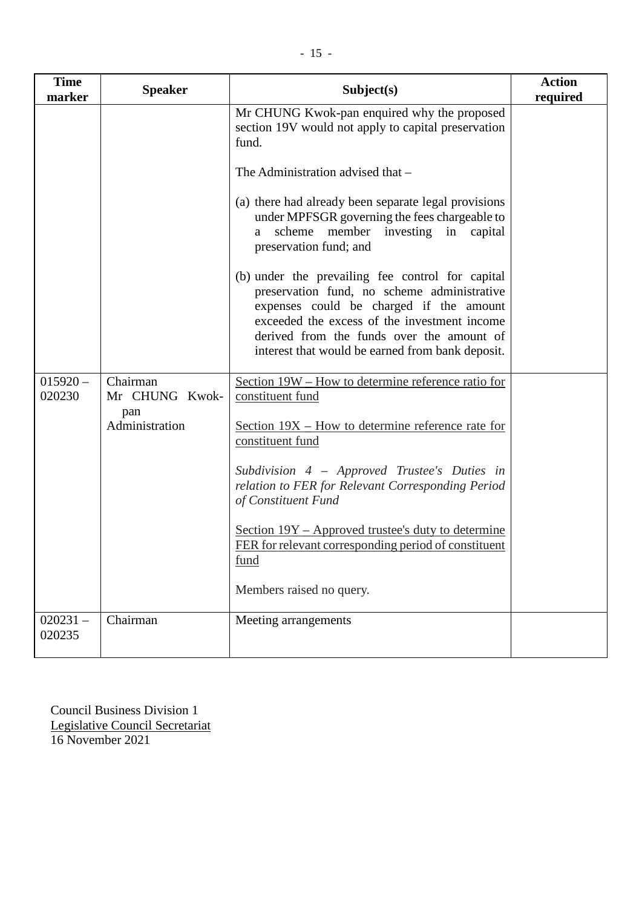| Time marker | Speaker | Subject(s) | Action required |
|---|---|---|---|
| | | Mr CHUNG Kwok-pan enquired why the proposed section 19V would not apply to capital preservation fund.<br><br>The Administration advised that –<br><br>(a) there had already been separate legal provisions under MPFSGR governing the fees chargeable to a scheme member investing in capital preservation fund; and<br><br>(b) under the prevailing fee control for capital preservation fund, no scheme administrative expenses could be charged if the amount exceeded the excess of the investment income derived from the funds over the amount of interest that would be earned from bank deposit. | |
| 015920 – 020230 | Chairman<br>Mr CHUNG Kwok-pan<br>Administration | Section 19W – How to determine reference ratio for constituent fund<br><br>Section 19X – How to determine reference rate for constituent fund<br><br>*Subdivision 4 – Approved Trustee's Duties in relation to FER for Relevant Corresponding Period of Constituent Fund*<br><br>Section 19Y – Approved trustee's duty to determine FER for relevant corresponding period of constituent fund<br><br>Members raised no query. | |
| 020231 – 020235 | Chairman | Meeting arrangements | |

Council Business Division 1
Legislative Council Secretariat
16 November 2021